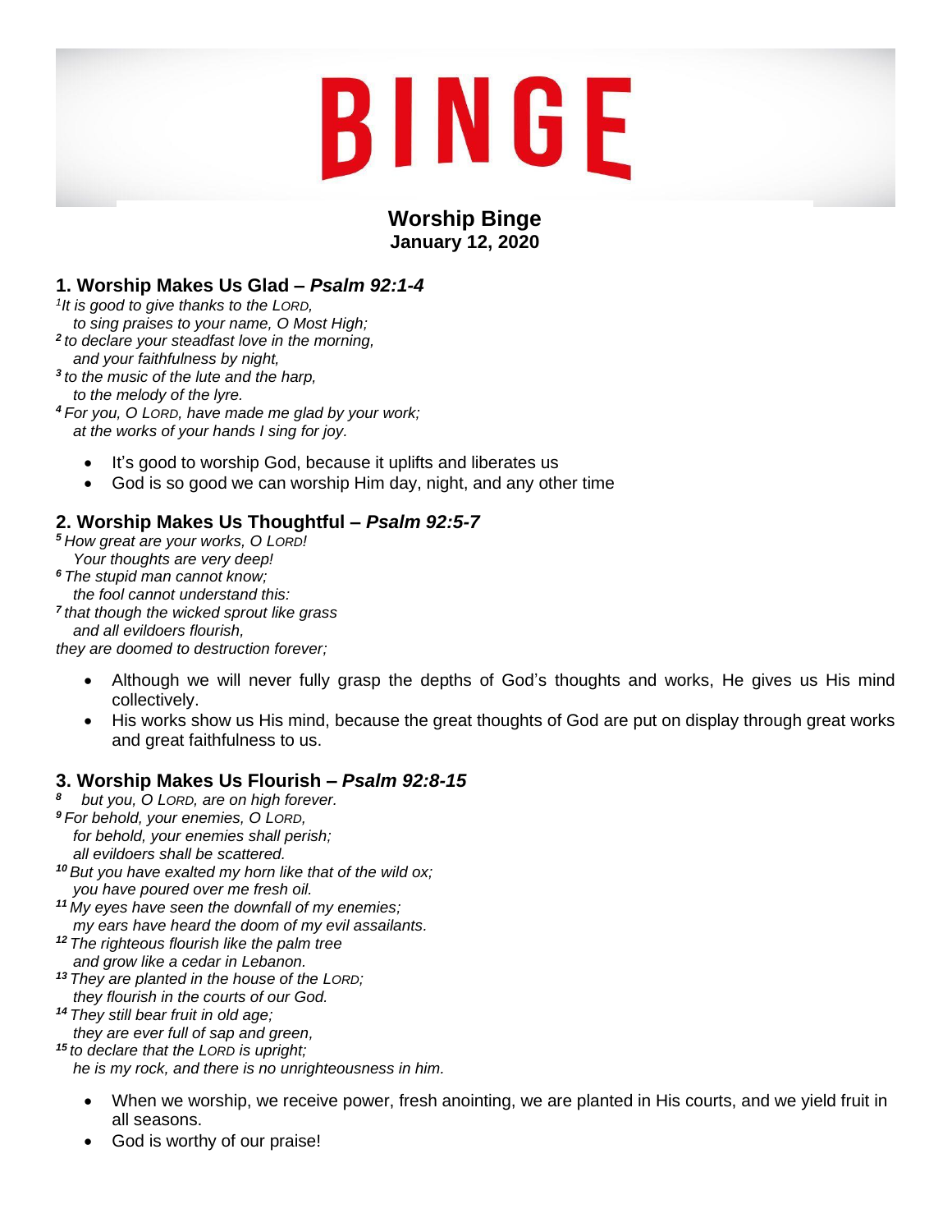# BINGE

## Worship Binge
**January 12, 2020**

### 1. Worship Makes Us Glad – *Psalm 92:1-4*

*[1]It is good to give thanks to the LORD,*
*to sing praises to your name, O Most High;*
*[2] to declare your steadfast love in the morning,*
*and your faithfulness by night,*
*[3] to the music of the lute and the harp,*
*to the melody of the lyre.*
*[4] For you, O LORD, have made me glad by your work;*
*at the works of your hands I sing for joy.*

- It's good to worship God, because it uplifts and liberates us
- God is so good we can worship Him day, night, and any other time

### 2. Worship Makes Us Thoughtful – *Psalm 92:5-7*

*[5] How great are your works, O LORD!*
*Your thoughts are very deep!*
*[6] The stupid man cannot know;*
*the fool cannot understand this:*
*[7] that though the wicked sprout like grass*
*and all evildoers flourish,*
*they are doomed to destruction forever;*

- Although we will never fully grasp the depths of God's thoughts and works, He gives us His mind collectively.
- His works show us His mind, because the great thoughts of God are put on display through great works and great faithfulness to us.

### 3. Worship Makes Us Flourish – *Psalm 92:8-15*

*[8] but you, O LORD, are on high forever.*
*[9] For behold, your enemies, O LORD,*
*for behold, your enemies shall perish;*
*all evildoers shall be scattered.*
*[10] But you have exalted my horn like that of the wild ox;*
*you have poured over me fresh oil.*
*[11] My eyes have seen the downfall of my enemies;*
*my ears have heard the doom of my evil assailants.*
*[12] The righteous flourish like the palm tree*
*and grow like a cedar in Lebanon.*
*[13] They are planted in the house of the LORD;*
*they flourish in the courts of our God.*
*[14] They still bear fruit in old age;*
*they are ever full of sap and green,*
*[15] to declare that the LORD is upright;*
*he is my rock, and there is no unrighteousness in him.*

- When we worship, we receive power, fresh anointing, we are planted in His courts, and we yield fruit in all seasons.
- God is worthy of our praise!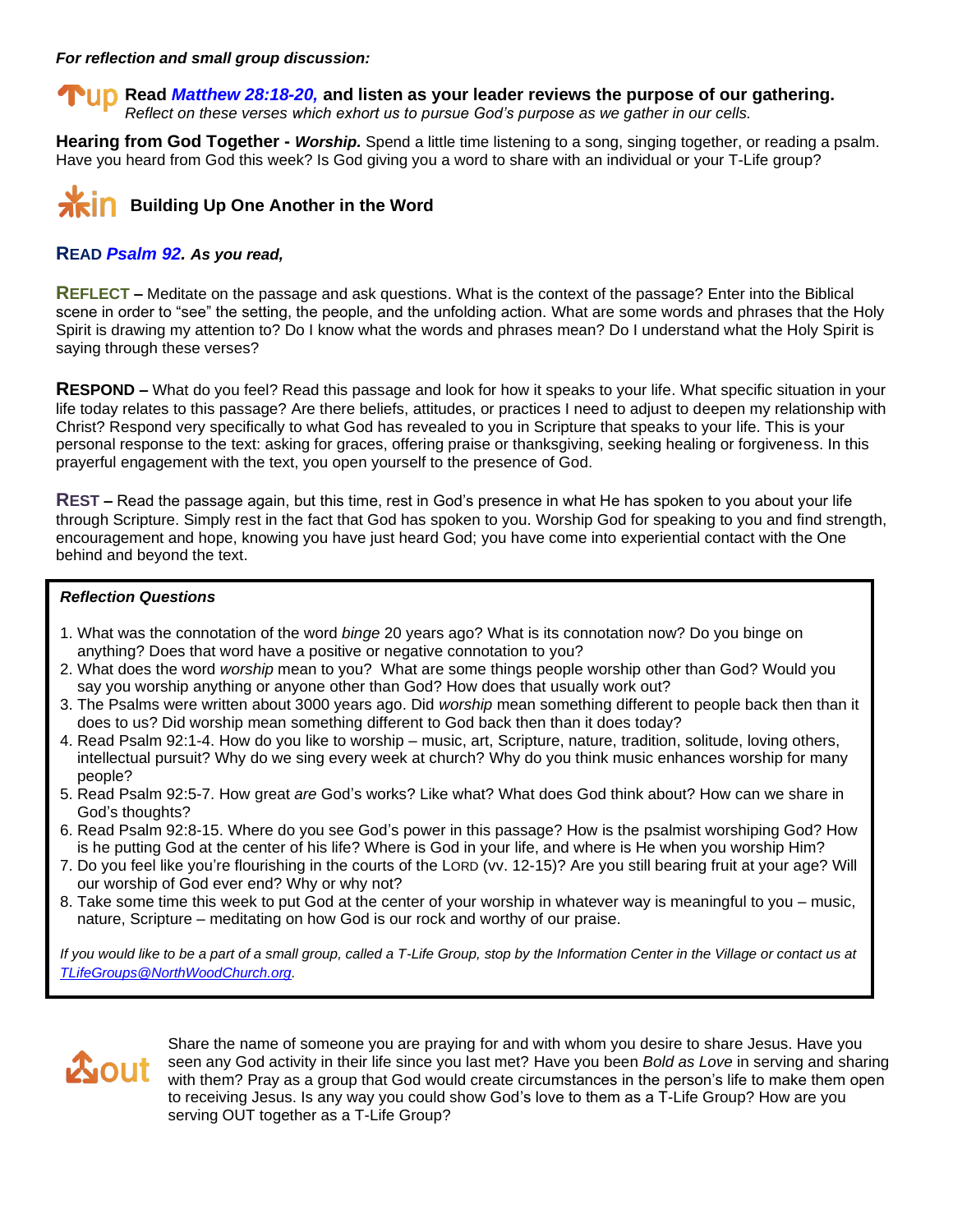*For reflection and small group discussion:*

**UP Read *Matthew 28:18-20,* and listen as your leader reviews the purpose of our gathering.**
*Reflect on these verses which exhort us to pursue God's purpose as we gather in our cells.*

**Hearing from God Together - *Worship.*** Spend a little time listening to a song, singing together, or reading a psalm. Have you heard from God this week? Is God giving you a word to share with an individual or your T-Life group?

## IN Building Up One Another in the Word

**READ *Psalm 92. As you read,***

**REFLECT –** Meditate on the passage and ask questions. What is the context of the passage? Enter into the Biblical scene in order to "see" the setting, the people, and the unfolding action. What are some words and phrases that the Holy Spirit is drawing my attention to? Do I know what the words and phrases mean? Do I understand what the Holy Spirit is saying through these verses?

**RESPOND –** What do you feel? Read this passage and look for how it speaks to your life. What specific situation in your life today relates to this passage? Are there beliefs, attitudes, or practices I need to adjust to deepen my relationship with Christ? Respond very specifically to what God has revealed to you in Scripture that speaks to your life. This is your personal response to the text: asking for graces, offering praise or thanksgiving, seeking healing or forgiveness. In this prayerful engagement with the text, you open yourself to the presence of God.

**REST –** Read the passage again, but this time, rest in God's presence in what He has spoken to you about your life through Scripture. Simply rest in the fact that God has spoken to you. Worship God for speaking to you and find strength, encouragement and hope, knowing you have just heard God; you have come into experiential contact with the One behind and beyond the text.

***Reflection Questions***

1. What was the connotation of the word *binge* 20 years ago? What is its connotation now? Do you binge on anything? Does that word have a positive or negative connotation to you?
2. What does the word *worship* mean to you? What are some things people worship other than God? Would you say you worship anything or anyone other than God? How does that usually work out?
3. The Psalms were written about 3000 years ago. Did *worship* mean something different to people back then than it does to us? Did worship mean something different to God back then than it does today?
4. Read Psalm 92:1-4. How do you like to worship – music, art, Scripture, nature, tradition, solitude, loving others, intellectual pursuit? Why do we sing every week at church? Why do you think music enhances worship for many people?
5. Read Psalm 92:5-7. How great *are* God's works? Like what? What does God think about? How can we share in God's thoughts?
6. Read Psalm 92:8-15. Where do you see God's power in this passage? How is the psalmist worshiping God? How is he putting God at the center of his life? Where is God in your life, and where is He when you worship Him?
7. Do you feel like you're flourishing in the courts of the LORD (vv. 12-15)? Are you still bearing fruit at your age? Will our worship of God ever end? Why or why not?
8. Take some time this week to put God at the center of your worship in whatever way is meaningful to you – music, nature, Scripture – meditating on how God is our rock and worthy of our praise.

*If you would like to be a part of a small group, called a T-Life Group, stop by the Information Center in the Village or contact us at TLifeGroups@NorthWoodChurch.org.*

**OUT** Share the name of someone you are praying for and with whom you desire to share Jesus. Have you seen any God activity in their life since you last met? Have you been *Bold as Love* in serving and sharing with them? Pray as a group that God would create circumstances in the person's life to make them open to receiving Jesus. Is any way you could show God's love to them as a T-Life Group? How are you serving OUT together as a T-Life Group?